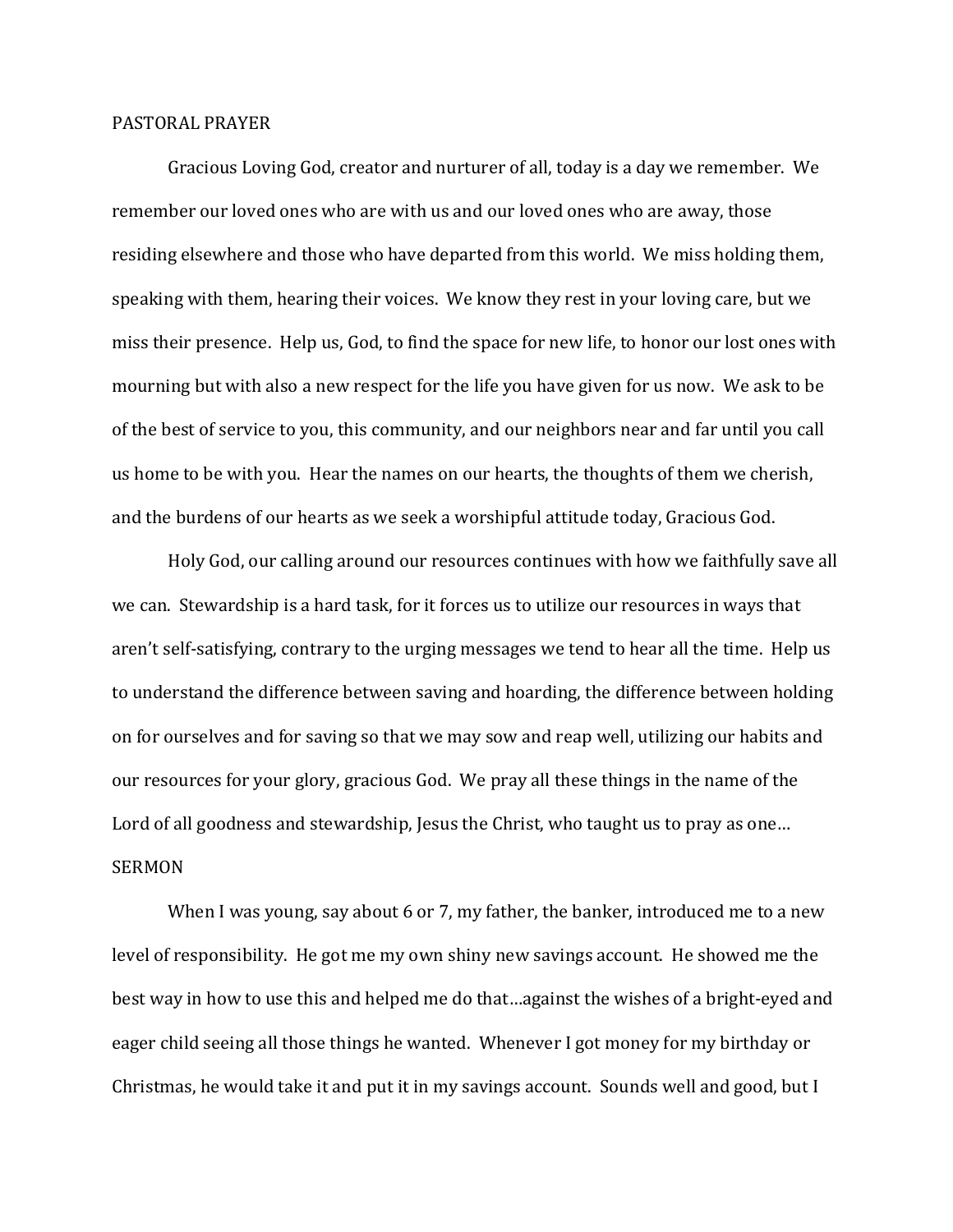PASTORAL PRAYER

Gracious Loving God, creator and nurturer of all, today is a day we remember. We remember our loved ones who are with us and our loved ones who are away, those residing elsewhere and those who have departed from this world. We miss holding them, speaking with them, hearing their voices. We know they rest in your loving care, but we miss their presence. Help us, God, to find the space for new life, to honor our lost ones with mourning but with also a new respect for the life you have given for us now. We ask to be of the best of service to you, this community, and our neighbors near and far until you call us home to be with you. Hear the names on our hearts, the thoughts of them we cherish, and the burdens of our hearts as we seek a worshipful attitude today, Gracious God.

Holy God, our calling around our resources continues with how we faithfully save all we can. Stewardship is a hard task, for it forces us to utilize our resources in ways that aren't self-satisfying, contrary to the urging messages we tend to hear all the time. Help us to understand the difference between saving and hoarding, the difference between holding on for ourselves and for saving so that we may sow and reap well, utilizing our habits and our resources for your glory, gracious God. We pray all these things in the name of the Lord of all goodness and stewardship, Jesus the Christ, who taught us to pray as one…

SERMON

When I was young, say about 6 or 7, my father, the banker, introduced me to a new level of responsibility. He got me my own shiny new savings account. He showed me the best way in how to use this and helped me do that…against the wishes of a bright-eyed and eager child seeing all those things he wanted. Whenever I got money for my birthday or Christmas, he would take it and put it in my savings account. Sounds well and good, but I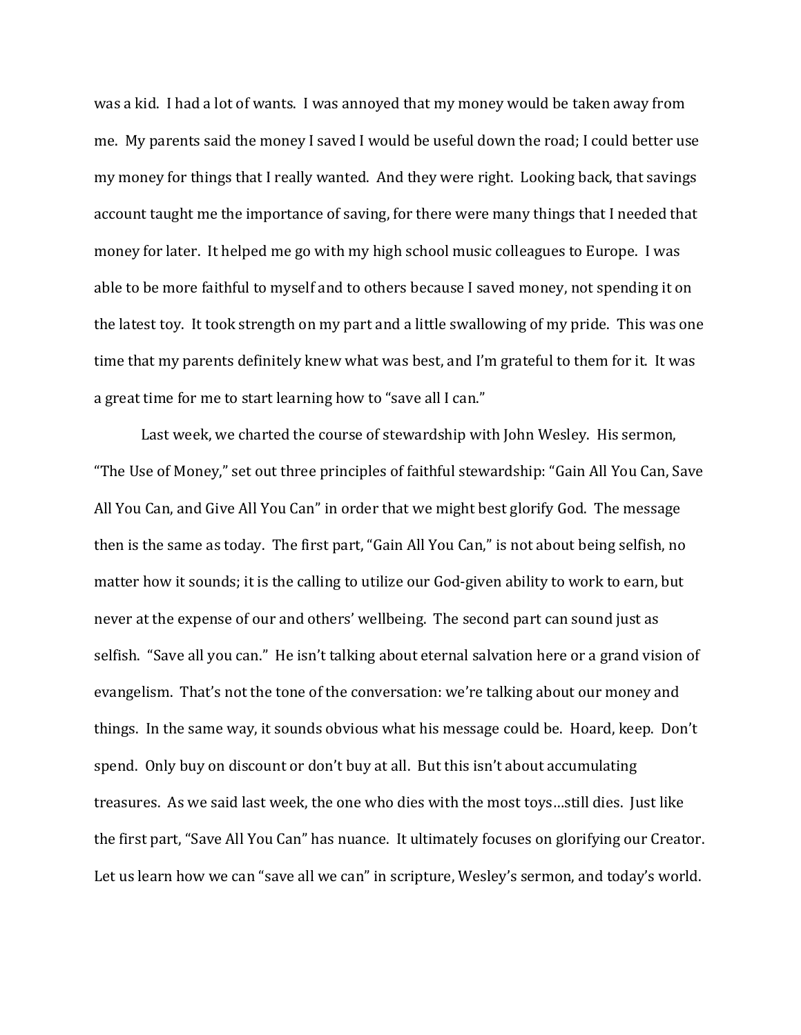was a kid. I had a lot of wants. I was annoyed that my money would be taken away from me. My parents said the money I saved I would be useful down the road; I could better use my money for things that I really wanted. And they were right. Looking back, that savings account taught me the importance of saving, for there were many things that I needed that money for later. It helped me go with my high school music colleagues to Europe. I was able to be more faithful to myself and to others because I saved money, not spending it on the latest toy. It took strength on my part and a little swallowing of my pride. This was one time that my parents definitely knew what was best, and I'm grateful to them for it. It was a great time for me to start learning how to "save all I can."

Last week, we charted the course of stewardship with John Wesley. His sermon, "The Use of Money," set out three principles of faithful stewardship: "Gain All You Can, Save All You Can, and Give All You Can" in order that we might best glorify God. The message then is the same as today. The first part, "Gain All You Can," is not about being selfish, no matter how it sounds; it is the calling to utilize our God-given ability to work to earn, but never at the expense of our and others' wellbeing. The second part can sound just as selfish. "Save all you can." He isn't talking about eternal salvation here or a grand vision of evangelism. That's not the tone of the conversation: we're talking about our money and things. In the same way, it sounds obvious what his message could be. Hoard, keep. Don't spend. Only buy on discount or don't buy at all. But this isn't about accumulating treasures. As we said last week, the one who dies with the most toys…still dies. Just like the first part, "Save All You Can" has nuance. It ultimately focuses on glorifying our Creator. Let us learn how we can "save all we can" in scripture, Wesley's sermon, and today's world.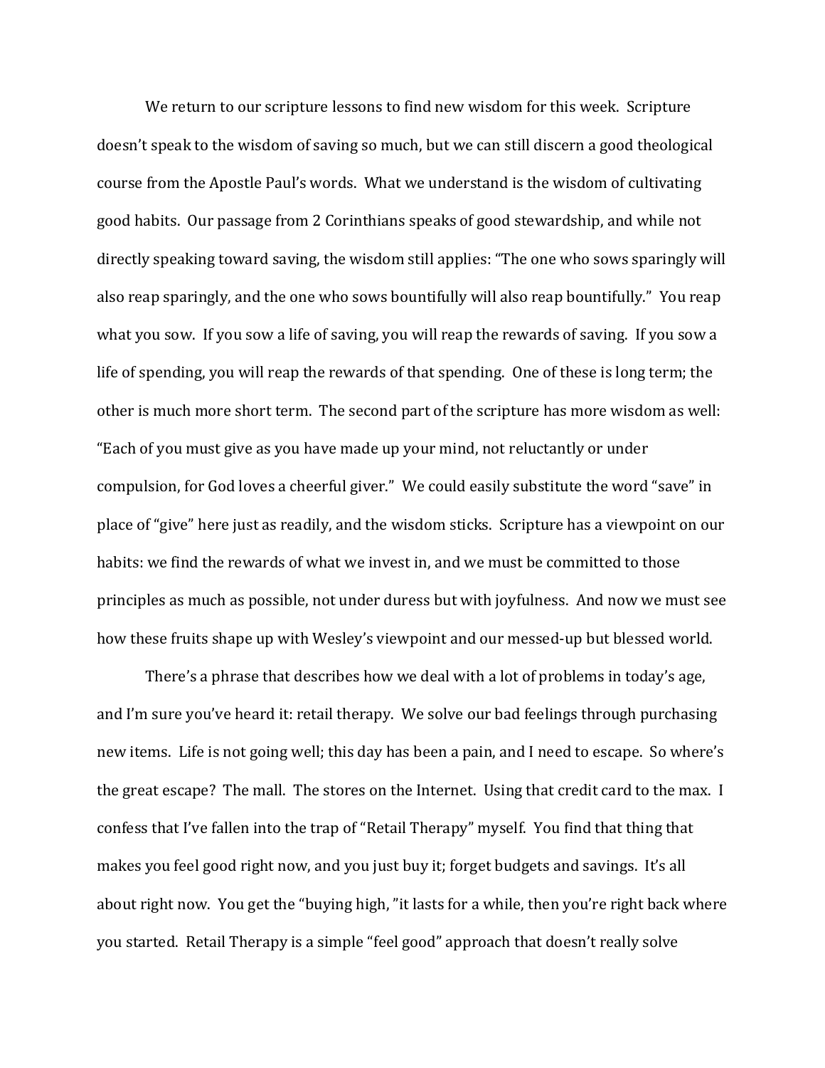We return to our scripture lessons to find new wisdom for this week. Scripture doesn't speak to the wisdom of saving so much, but we can still discern a good theological course from the Apostle Paul's words. What we understand is the wisdom of cultivating good habits. Our passage from 2 Corinthians speaks of good stewardship, and while not directly speaking toward saving, the wisdom still applies: "The one who sows sparingly will also reap sparingly, and the one who sows bountifully will also reap bountifully." You reap what you sow. If you sow a life of saving, you will reap the rewards of saving. If you sow a life of spending, you will reap the rewards of that spending. One of these is long term; the other is much more short term. The second part of the scripture has more wisdom as well: "Each of you must give as you have made up your mind, not reluctantly or under compulsion, for God loves a cheerful giver." We could easily substitute the word "save" in place of "give" here just as readily, and the wisdom sticks. Scripture has a viewpoint on our habits: we find the rewards of what we invest in, and we must be committed to those principles as much as possible, not under duress but with joyfulness. And now we must see how these fruits shape up with Wesley's viewpoint and our messed-up but blessed world.

There's a phrase that describes how we deal with a lot of problems in today's age, and I'm sure you've heard it: retail therapy. We solve our bad feelings through purchasing new items. Life is not going well; this day has been a pain, and I need to escape. So where's the great escape? The mall. The stores on the Internet. Using that credit card to the max. I confess that I've fallen into the trap of "Retail Therapy" myself. You find that thing that makes you feel good right now, and you just buy it; forget budgets and savings. It's all about right now. You get the "buying high, "it lasts for a while, then you're right back where you started. Retail Therapy is a simple "feel good" approach that doesn't really solve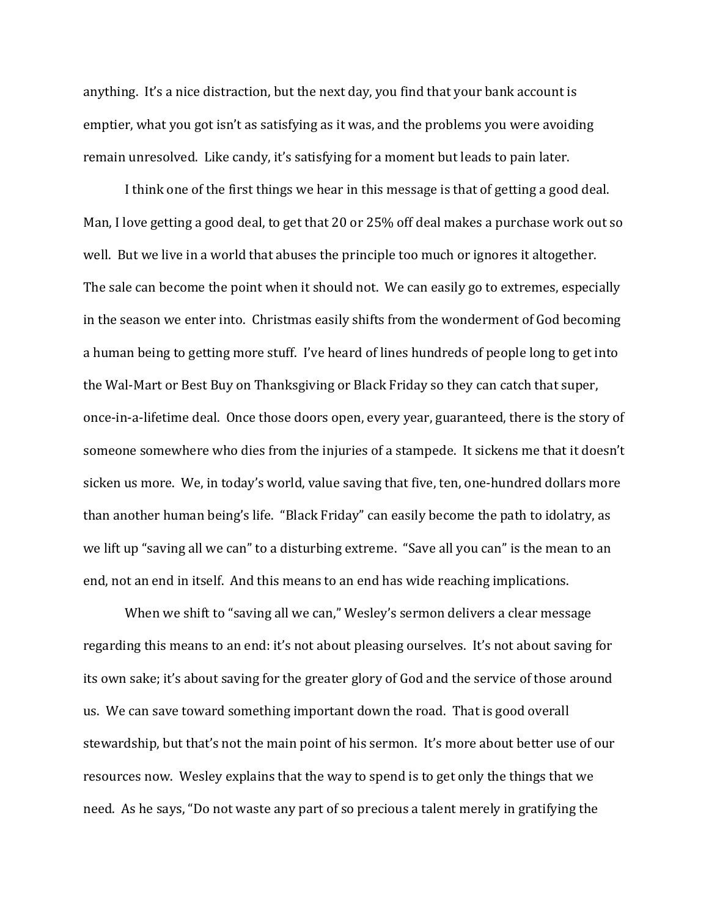anything. It's a nice distraction, but the next day, you find that your bank account is emptier, what you got isn't as satisfying as it was, and the problems you were avoiding remain unresolved. Like candy, it's satisfying for a moment but leads to pain later.

I think one of the first things we hear in this message is that of getting a good deal. Man, I love getting a good deal, to get that 20 or 25% off deal makes a purchase work out so well. But we live in a world that abuses the principle too much or ignores it altogether. The sale can become the point when it should not. We can easily go to extremes, especially in the season we enter into. Christmas easily shifts from the wonderment of God becoming a human being to getting more stuff. I've heard of lines hundreds of people long to get into the Wal-Mart or Best Buy on Thanksgiving or Black Friday so they can catch that super, once-in-a-lifetime deal. Once those doors open, every year, guaranteed, there is the story of someone somewhere who dies from the injuries of a stampede. It sickens me that it doesn't sicken us more. We, in today's world, value saving that five, ten, one-hundred dollars more than another human being's life. "Black Friday" can easily become the path to idolatry, as we lift up "saving all we can" to a disturbing extreme. "Save all you can" is the mean to an end, not an end in itself. And this means to an end has wide reaching implications.

When we shift to "saving all we can," Wesley's sermon delivers a clear message regarding this means to an end: it's not about pleasing ourselves. It's not about saving for its own sake; it's about saving for the greater glory of God and the service of those around us. We can save toward something important down the road. That is good overall stewardship, but that's not the main point of his sermon. It's more about better use of our resources now. Wesley explains that the way to spend is to get only the things that we need. As he says, "Do not waste any part of so precious a talent merely in gratifying the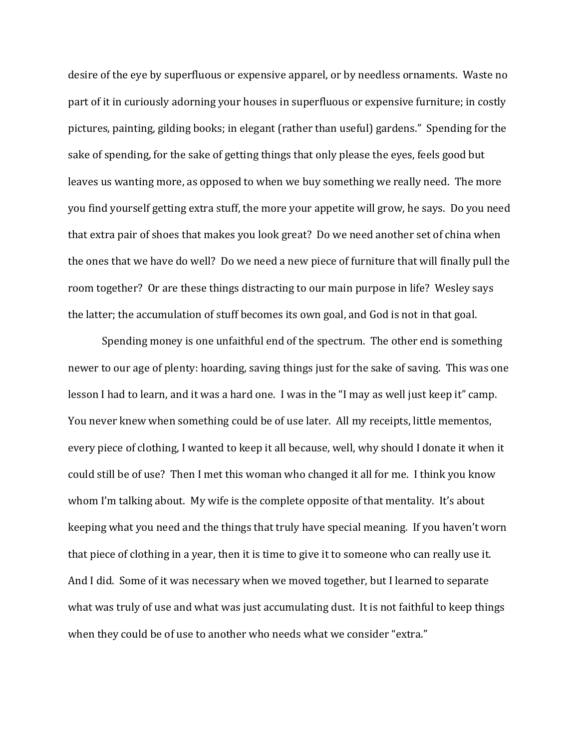desire of the eye by superfluous or expensive apparel, or by needless ornaments. Waste no part of it in curiously adorning your houses in superfluous or expensive furniture; in costly pictures, painting, gilding books; in elegant (rather than useful) gardens." Spending for the sake of spending, for the sake of getting things that only please the eyes, feels good but leaves us wanting more, as opposed to when we buy something we really need. The more you find yourself getting extra stuff, the more your appetite will grow, he says. Do you need that extra pair of shoes that makes you look great? Do we need another set of china when the ones that we have do well? Do we need a new piece of furniture that will finally pull the room together? Or are these things distracting to our main purpose in life? Wesley says the latter; the accumulation of stuff becomes its own goal, and God is not in that goal.

Spending money is one unfaithful end of the spectrum. The other end is something newer to our age of plenty: hoarding, saving things just for the sake of saving. This was one lesson I had to learn, and it was a hard one. I was in the "I may as well just keep it" camp. You never knew when something could be of use later. All my receipts, little mementos, every piece of clothing, I wanted to keep it all because, well, why should I donate it when it could still be of use? Then I met this woman who changed it all for me. I think you know whom I'm talking about. My wife is the complete opposite of that mentality. It's about keeping what you need and the things that truly have special meaning. If you haven't worn that piece of clothing in a year, then it is time to give it to someone who can really use it. And I did. Some of it was necessary when we moved together, but I learned to separate what was truly of use and what was just accumulating dust. It is not faithful to keep things when they could be of use to another who needs what we consider "extra."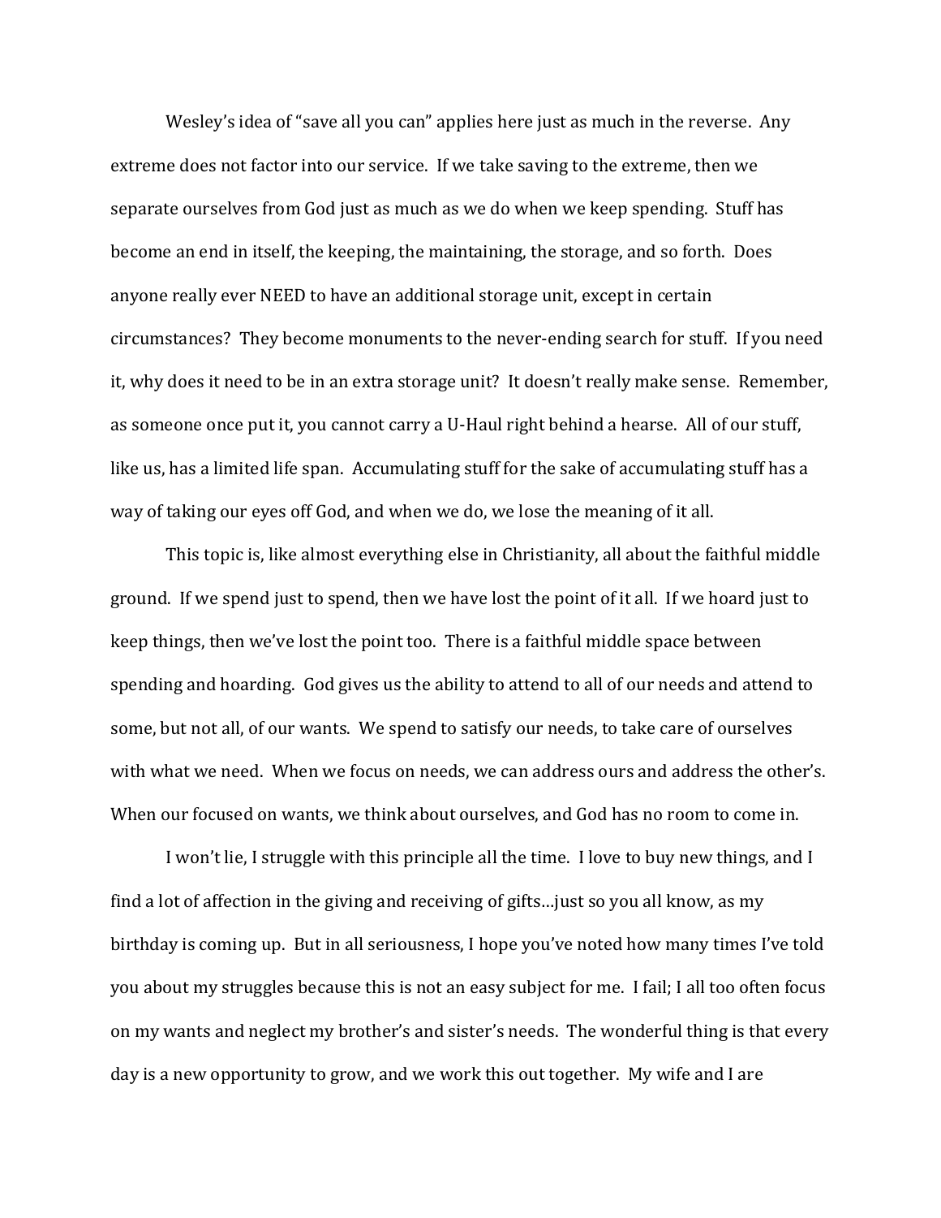Wesley's idea of "save all you can" applies here just as much in the reverse. Any extreme does not factor into our service. If we take saving to the extreme, then we separate ourselves from God just as much as we do when we keep spending. Stuff has become an end in itself, the keeping, the maintaining, the storage, and so forth. Does anyone really ever NEED to have an additional storage unit, except in certain circumstances? They become monuments to the never-ending search for stuff. If you need it, why does it need to be in an extra storage unit? It doesn't really make sense. Remember, as someone once put it, you cannot carry a U-Haul right behind a hearse. All of our stuff, like us, has a limited life span. Accumulating stuff for the sake of accumulating stuff has a way of taking our eyes off God, and when we do, we lose the meaning of it all.

This topic is, like almost everything else in Christianity, all about the faithful middle ground. If we spend just to spend, then we have lost the point of it all. If we hoard just to keep things, then we've lost the point too. There is a faithful middle space between spending and hoarding. God gives us the ability to attend to all of our needs and attend to some, but not all, of our wants. We spend to satisfy our needs, to take care of ourselves with what we need. When we focus on needs, we can address ours and address the other's. When our focused on wants, we think about ourselves, and God has no room to come in.

I won't lie, I struggle with this principle all the time. I love to buy new things, and I find a lot of affection in the giving and receiving of gifts…just so you all know, as my birthday is coming up. But in all seriousness, I hope you've noted how many times I've told you about my struggles because this is not an easy subject for me. I fail; I all too often focus on my wants and neglect my brother's and sister's needs. The wonderful thing is that every day is a new opportunity to grow, and we work this out together. My wife and I are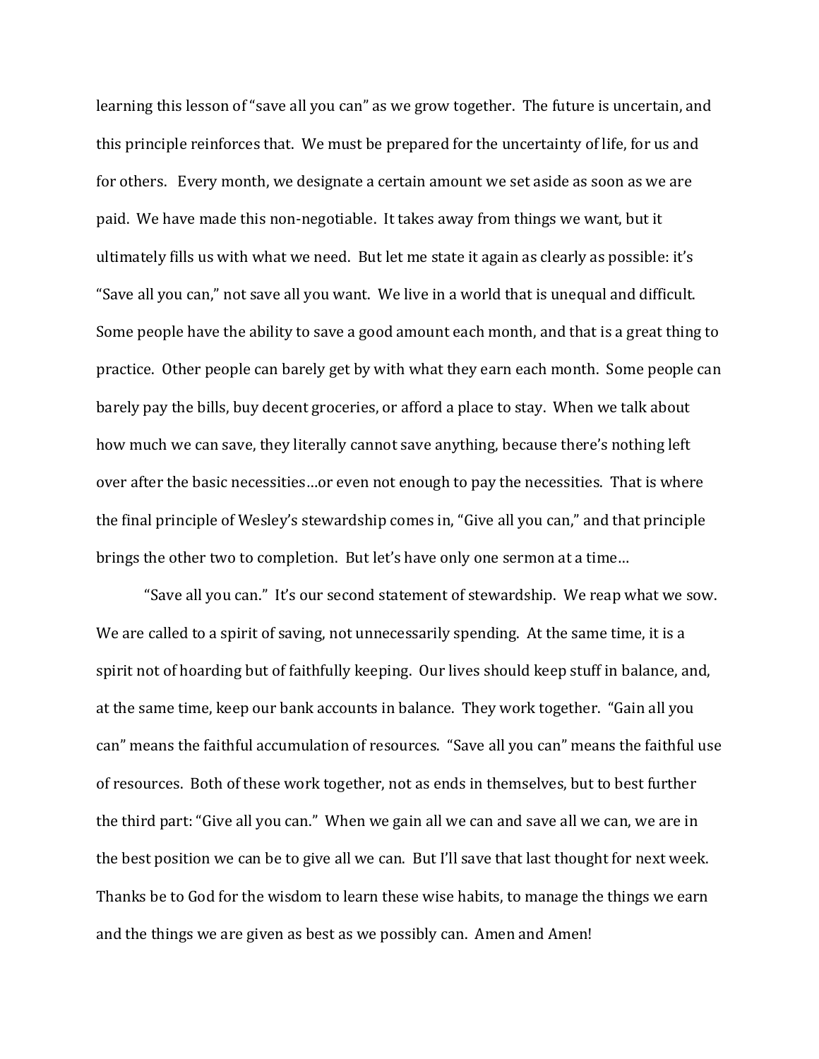learning this lesson of "save all you can" as we grow together. The future is uncertain, and this principle reinforces that. We must be prepared for the uncertainty of life, for us and for others. Every month, we designate a certain amount we set aside as soon as we are paid. We have made this non-negotiable. It takes away from things we want, but it ultimately fills us with what we need. But let me state it again as clearly as possible: it's "Save all you can," not save all you want. We live in a world that is unequal and difficult. Some people have the ability to save a good amount each month, and that is a great thing to practice. Other people can barely get by with what they earn each month. Some people can barely pay the bills, buy decent groceries, or afford a place to stay. When we talk about how much we can save, they literally cannot save anything, because there's nothing left over after the basic necessities…or even not enough to pay the necessities. That is where the final principle of Wesley's stewardship comes in, "Give all you can," and that principle brings the other two to completion. But let's have only one sermon at a time…

"Save all you can." It's our second statement of stewardship. We reap what we sow. We are called to a spirit of saving, not unnecessarily spending. At the same time, it is a spirit not of hoarding but of faithfully keeping. Our lives should keep stuff in balance, and, at the same time, keep our bank accounts in balance. They work together. "Gain all you can" means the faithful accumulation of resources. "Save all you can" means the faithful use of resources. Both of these work together, not as ends in themselves, but to best further the third part: "Give all you can." When we gain all we can and save all we can, we are in the best position we can be to give all we can. But I'll save that last thought for next week. Thanks be to God for the wisdom to learn these wise habits, to manage the things we earn and the things we are given as best as we possibly can. Amen and Amen!